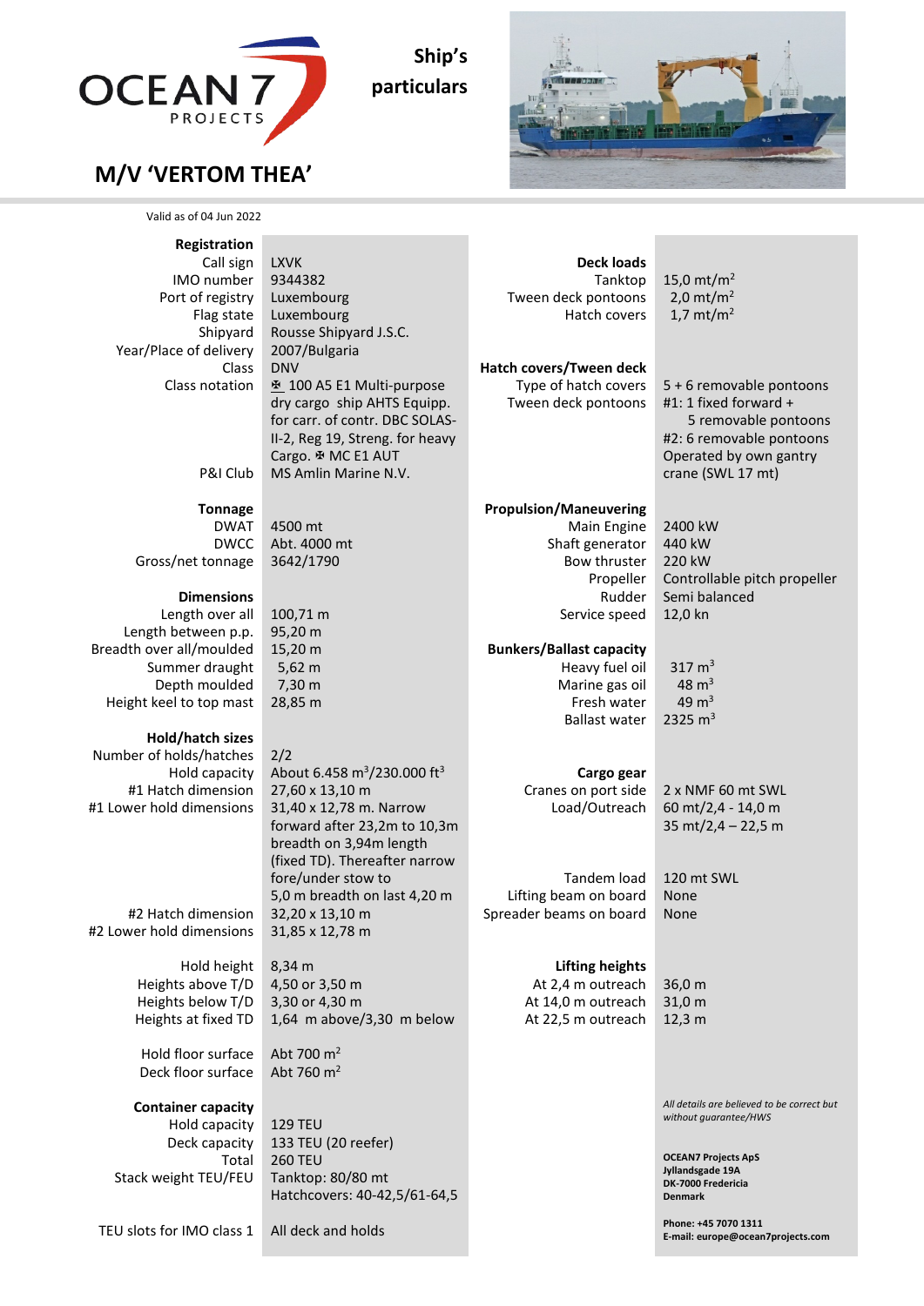# OCEAN 7 PROJECTS

## Ship's particulars

## M/V 'VERTOM THEA'

Valid as of 04 Jun 2022

| **Registration** | |
|---|---|
| Call sign | LXVK |
| IMO number | 9344382 |
| Port of registry | Luxembourg |
| Flag state | Luxembourg |
| Shipyard | Rousse Shipyard J.S.C. |
| Year/Place of delivery | 2007/Bulgaria |
| Class | DNV |
| Class notation | ✠ 100 A5 E1 Multi-purpose dry cargo ship AHTS Equipp. for carr. of contr. DBC SOLAS-II-2, Reg 19, Streng. for heavy Cargo. ✠ MC E1 AUT |
| P&I Club | MS Amlin Marine N.V. |
| **Tonnage** | |
| DWAT | 4500 mt |
| DWCC | Abt. 4000 mt |
| Gross/net tonnage | 3642/1790 |
| **Dimensions** | |
| Length over all | 100,71 m |
| Length between p.p. | 95,20 m |
| Breadth over all/moulded | 15,20 m |
| Summer draught | 5,62 m |
| Depth moulded | 7,30 m |
| Height keel to top mast | 28,85 m |
| **Hold/hatch sizes** | |
| Number of holds/hatches | 2/2 |
| Hold capacity | About 6.458 $m^3$/230.000 $ft^3$ |
| #1 Hatch dimension | 27,60 x 13,10 m |
| #1 Lower hold dimensions | 31,40 x 12,78 m. Narrow forward after 23,2m to 10,3m breadth on 3,94m length (fixed TD). Thereafter narrow fore/under stow to 5,0 m breadth on last 4,20 m |
| #2 Hatch dimension | 32,20 x 13,10 m |
| #2 Lower hold dimensions | 31,85 x 12,78 m |
| Hold height | 8,34 m |
| Heights above T/D | 4,50 or 3,50 m |
| Heights below T/D | 3,30 or 4,30 m |
| Heights at fixed TD | 1,64 m above/3,30 m below |
| Hold floor surface | Abt 700 $m^2$ |
| Deck floor surface | Abt 760 $m^2$ |
| **Container capacity** | |
| Hold capacity | 129 TEU |
| Deck capacity | 133 TEU (20 reefer) |
| Total | 260 TEU |
| Stack weight TEU/FEU | Tanktop: 80/80 mt<br>Hatchcovers: 40-42,5/61-64,5 |
| TEU slots for IMO class 1 | All deck and holds |

| **Deck loads** | |
|---|---|
| Tanktop | 15,0 mt/$m^2$ |
| Tween deck pontoons | 2,0 mt/$m^2$ |
| Hatch covers | 1,7 mt/$m^2$ |
| **Hatch covers/Tween deck** | |
| Type of hatch covers | 5 + 6 removable pontoons |
| Tween deck pontoons | #1: 1 fixed forward + 5 removable pontoons<br>#2: 6 removable pontoons<br>Operated by own gantry crane (SWL 17 mt) |
| **Propulsion/Maneuvering** | |
| Main Engine | 2400 kW |
| Shaft generator | 440 kW |
| Bow thruster | 220 kW |
| Propeller | Controllable pitch propeller |
| Rudder | Semi balanced |
| Service speed | 12,0 kn |
| **Bunkers/Ballast capacity** | |
| Heavy fuel oil | 317 $m^3$ |
| Marine gas oil | 48 $m^3$ |
| Fresh water | 49 $m^3$ |
| Ballast water | 2325 $m^3$ |
| **Cargo gear** | |
| Cranes on port side | 2 x NMF 60 mt SWL |
| Load/Outreach | 60 mt/2,4 - 14,0 m<br>35 mt/2,4 – 22,5 m |
| Tandem load | 120 mt SWL |
| Lifting beam on board | None |
| Spreader beams on board | None |
| **Lifting heights** | |
| At 2,4 m outreach | 36,0 m |
| At 14,0 m outreach | 31,0 m |
| At 22,5 m outreach | 12,3 m |

*All details are believed to be correct but without guarantee/HWS*

**OCEAN7 Projects ApS**
**Jyllandsgade 19A**
**DK-7000 Fredericia**
**Denmark**

**Phone: +45 7070 1311**
**E-mail: europe@ocean7projects.com**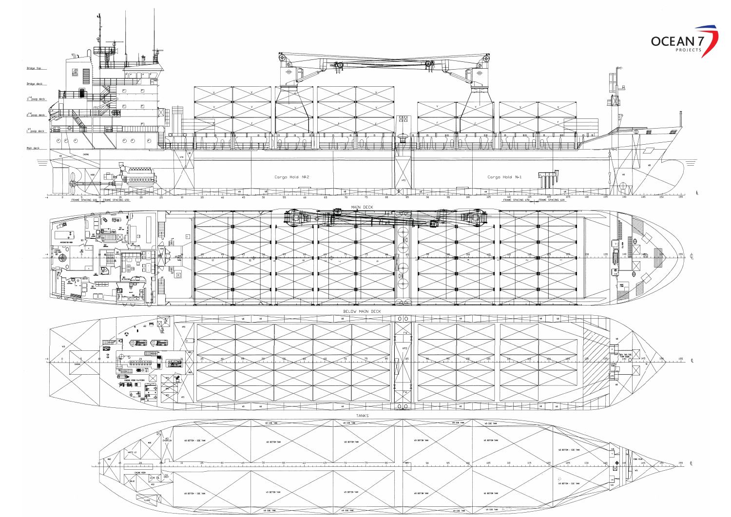OCEAN 7
PROJECTS

Bridge top

Bridge deck

3rd poop deck

2nd poop deck

1st poop deck

Main deck

Cargo Hold №2

Cargo Hold №1

FRAME SPACING 600 | FRAME SPACING 650

FRAME SPACING 650 | FRAME SPACING 600

MAIN DECK

BELOW MAIN DECK

TANKS

WB BOTTOM - SIDE TANK

WB BOTTOM TANK

WB SIDE TANK

ENGINE ROOM

ENGINE ROOM PLATFORM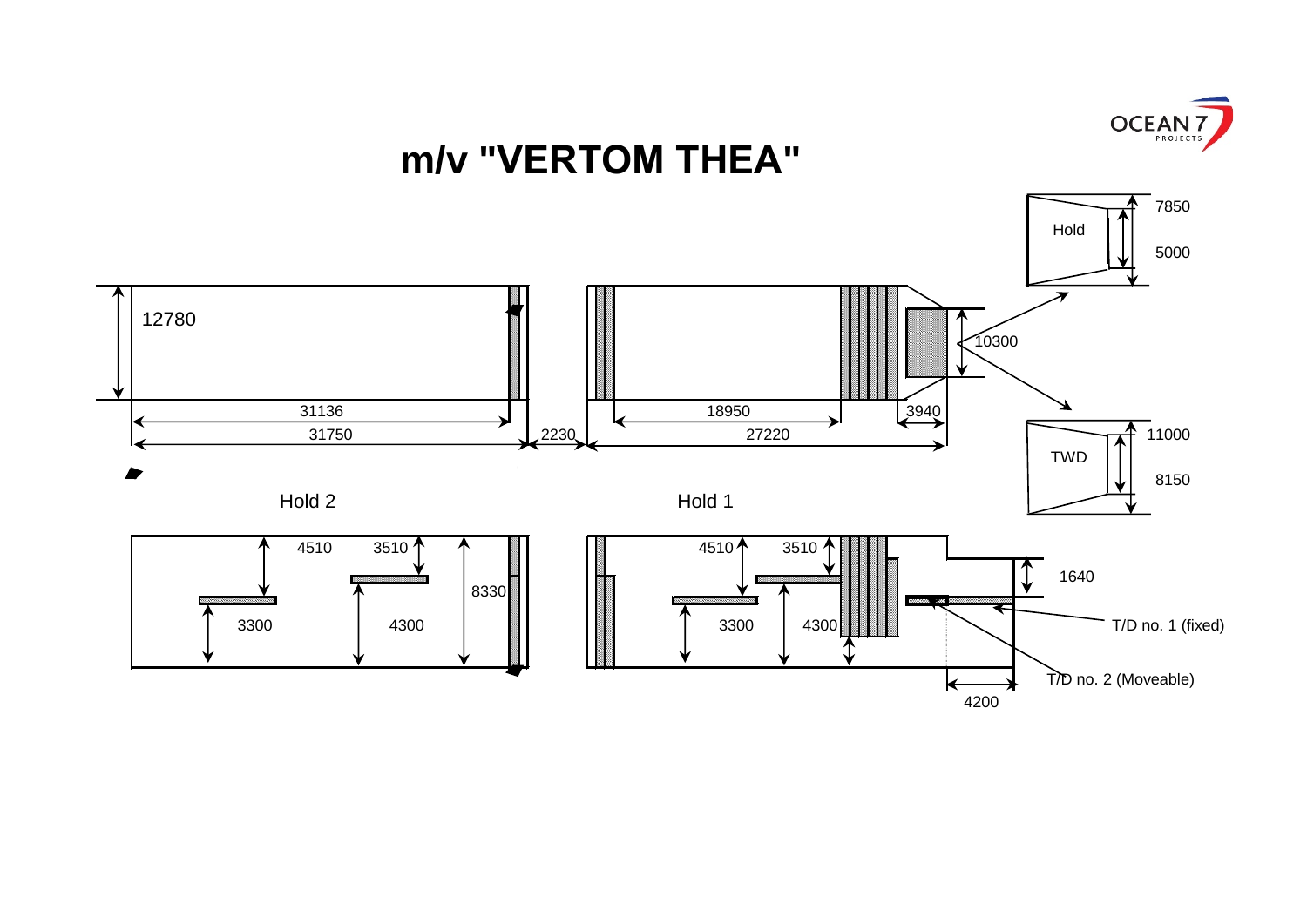# m/v "VERTOM THEA"

12780

31136

31750

2230

18950

27220

3940

10300

Hold

7850

5000

TWD

11000

8150

Hold 2

Hold 1

4510

3510

8330

3300

4300

4510

3510

3300

4300

1640

T/D no. 1 (fixed)

T/D no. 2 (Moveable)

4200